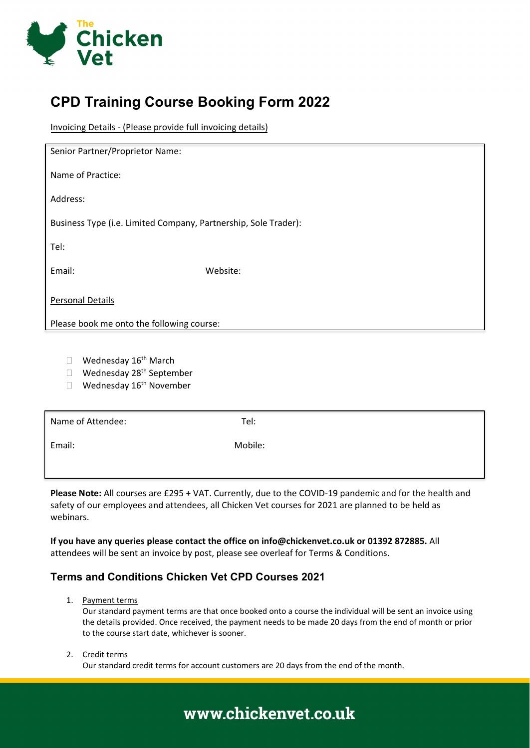The Chicken Vet

# CPD Training Course Booking Form 2022

Invoicing Details - (Please provide full invoicing details)

Senior Partner/Proprietor Name:

Name of Practice:

Address:

Business Type (i.e. Limited Company, Partnership, Sole Trader):

Tel:

Email: Website:

Personal Details

Please book me onto the following course:

- ☐ Wednesday 16th March
- ☐ Wednesday 28th September
- ☐ Wednesday 16th November

Name of Attendee: Tel:

Email: Mobile:

**Please Note:** All courses are £295 + VAT. Currently, due to the COVID-19 pandemic and for the health and safety of our employees and attendees, all Chicken Vet courses for 2021 are planned to be held as webinars.

**If you have any queries please contact the office on info@chickenvet.co.uk or 01392 872885.** All attendees will be sent an invoice by post, please see overleaf for Terms & Conditions.

## Terms and Conditions Chicken Vet CPD Courses 2021

1. Payment terms
   Our standard payment terms are that once booked onto a course the individual will be sent an invoice using the details provided. Once received, the payment needs to be made 20 days from the end of month or prior to the course start date, whichever is sooner.

2. Credit terms
   Our standard credit terms for account customers are 20 days from the end of the month.

**www.chickenvet.co.uk**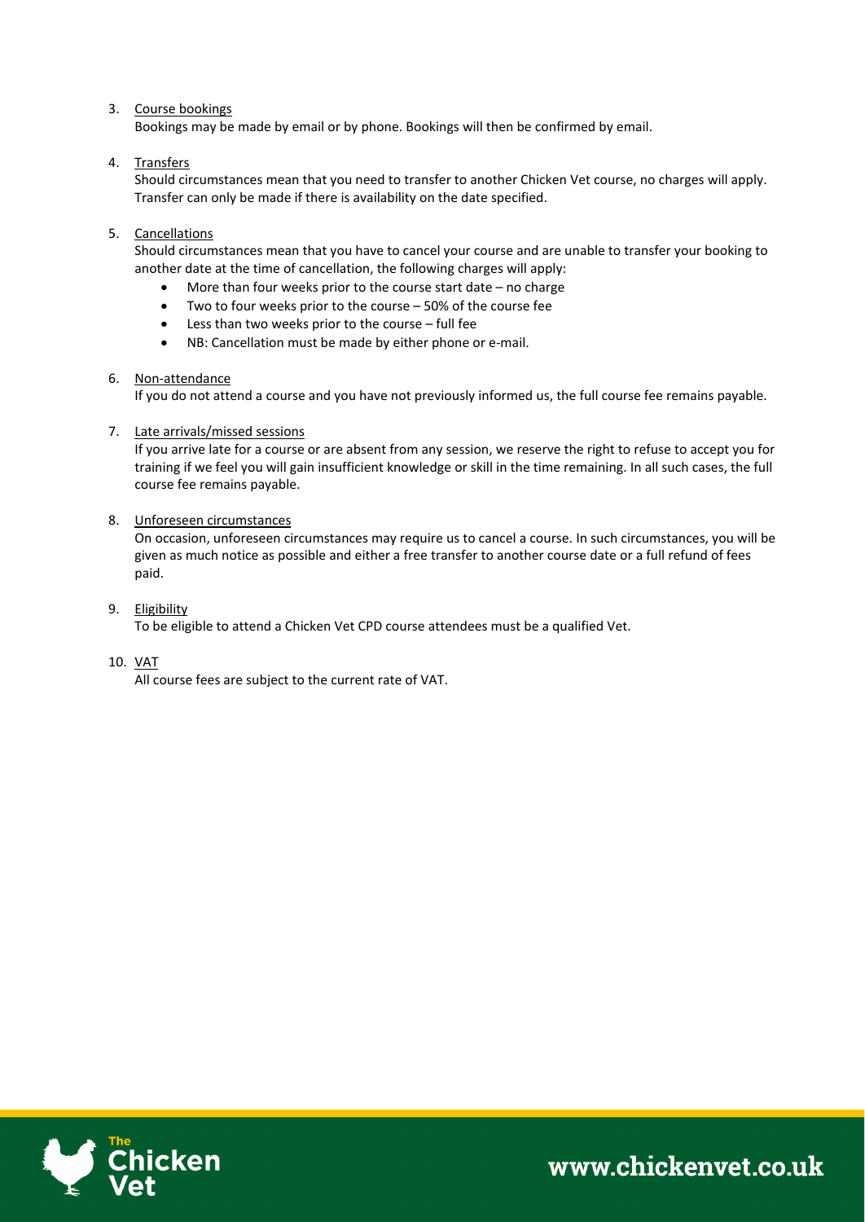3. Course bookings
   Bookings may be made by email or by phone. Bookings will then be confirmed by email.

4. Transfers
   Should circumstances mean that you need to transfer to another Chicken Vet course, no charges will apply. Transfer can only be made if there is availability on the date specified.

5. Cancellations
   Should circumstances mean that you have to cancel your course and are unable to transfer your booking to another date at the time of cancellation, the following charges will apply:
   - More than four weeks prior to the course start date – no charge
   - Two to four weeks prior to the course – 50% of the course fee
   - Less than two weeks prior to the course – full fee
   - NB: Cancellation must be made by either phone or e-mail.

6. Non-attendance
   If you do not attend a course and you have not previously informed us, the full course fee remains payable.

7. Late arrivals/missed sessions
   If you arrive late for a course or are absent from any session, we reserve the right to refuse to accept you for training if we feel you will gain insufficient knowledge or skill in the time remaining. In all such cases, the full course fee remains payable.

8. Unforeseen circumstances
   On occasion, unforeseen circumstances may require us to cancel a course. In such circumstances, you will be given as much notice as possible and either a free transfer to another course date or a full refund of fees paid.

9. Eligibility
   To be eligible to attend a Chicken Vet CPD course attendees must be a qualified Vet.

10. VAT
    All course fees are subject to the current rate of VAT.